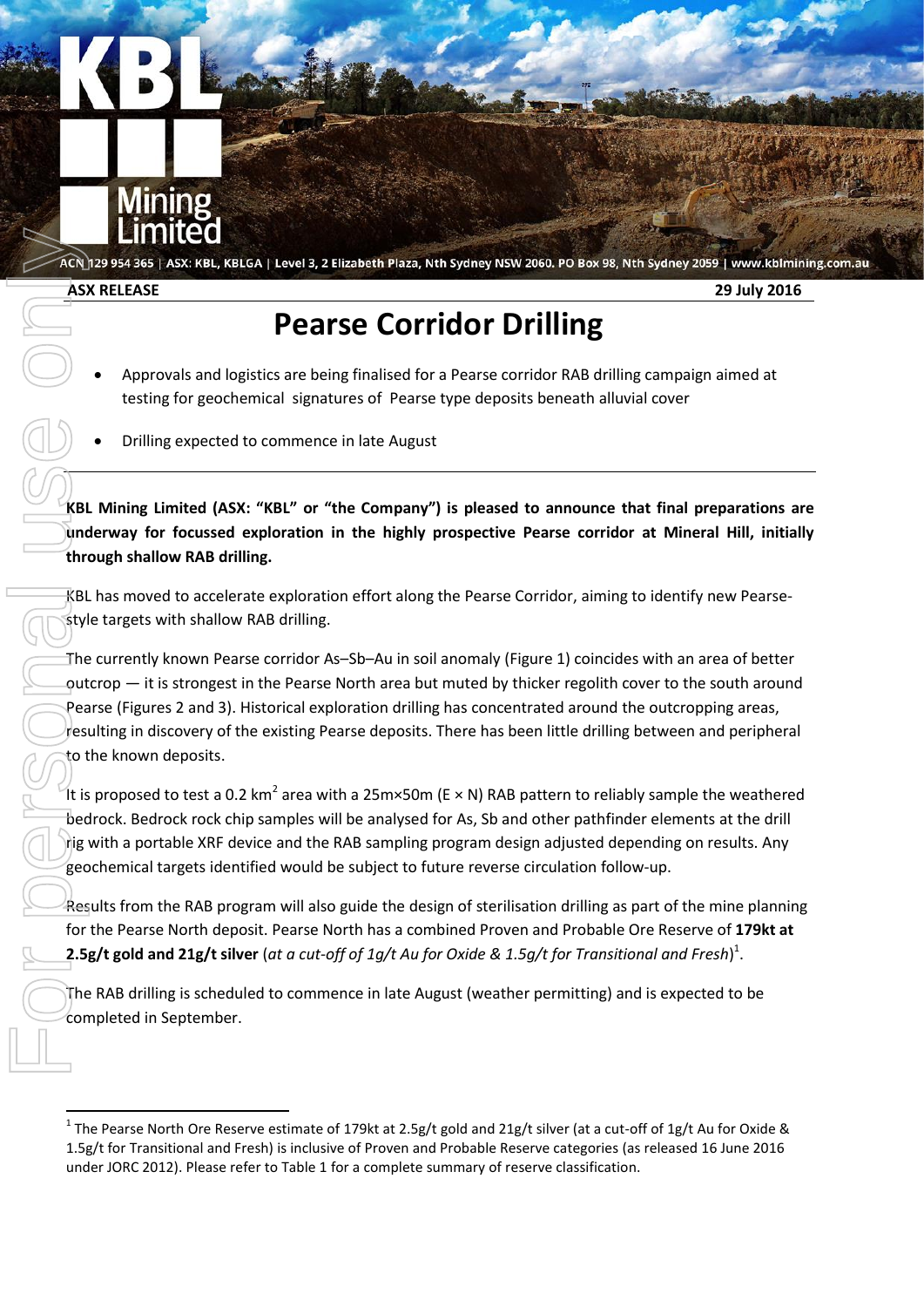ACN 129 954 365 | ASX: KBL, KBLGA | Level 3, 2 Elizabeth Plaza, Nth Sydney NSW 2060. PO Box 98, Nth Sydney 2059 | www.kblmining.com.au

**ASX RELEASE** **29 July 2016**

# Pearse Corridor Drilling

- Approvals and logistics are being finalised for a Pearse corridor RAB drilling campaign aimed at testing for geochemical signatures of Pearse type deposits beneath alluvial cover
- Drilling expected to commence in late August

**KBL Mining Limited (ASX: "KBL" or "the Company") is pleased to announce that final preparations are underway for focussed exploration in the highly prospective Pearse corridor at Mineral Hill, initially through shallow RAB drilling.**

KBL has moved to accelerate exploration effort along the Pearse Corridor, aiming to identify new Pearse-style targets with shallow RAB drilling.

The currently known Pearse corridor As–Sb–Au in soil anomaly (Figure 1) coincides with an area of better outcrop — it is strongest in the Pearse North area but muted by thicker regolith cover to the south around Pearse (Figures 2 and 3). Historical exploration drilling has concentrated around the outcropping areas, resulting in discovery of the existing Pearse deposits. There has been little drilling between and peripheral to the known deposits.

It is proposed to test a 0.2 km$^2$ area with a 25m×50m (E × N) RAB pattern to reliably sample the weathered bedrock. Bedrock rock chip samples will be analysed for As, Sb and other pathfinder elements at the drill rig with a portable XRF device and the RAB sampling program design adjusted depending on results. Any geochemical targets identified would be subject to future reverse circulation follow-up.

Results from the RAB program will also guide the design of sterilisation drilling as part of the mine planning for the Pearse North deposit. Pearse North has a combined Proven and Probable Ore Reserve of **179kt at 2.5g/t gold and 21g/t silver** (*at a cut-off of 1g/t Au for Oxide & 1.5g/t for Transitional and Fresh*)[1].

The RAB drilling is scheduled to commence in late August (weather permitting) and is expected to be completed in September.

[1] The Pearse North Ore Reserve estimate of 179kt at 2.5g/t gold and 21g/t silver (at a cut-off of 1g/t Au for Oxide & 1.5g/t for Transitional and Fresh) is inclusive of Proven and Probable Reserve categories (as released 16 June 2016 under JORC 2012). Please refer to Table 1 for a complete summary of reserve classification.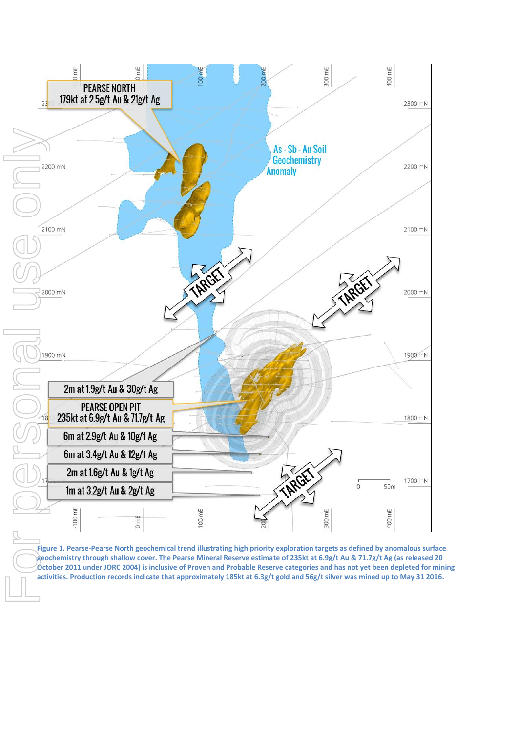PEARSE NORTH
179kt at 2.5g/t Au & 21g/t Ag

As - Sb - Au Soil Geochemistry Anomaly

TARGET

TARGET

TARGET

2m at 1.9g/t Au & 30g/t Ag

PEARSE OPEN PIT
235kt at 6.9g/t Au & 71.7g/t Ag

6m at 2.9g/t Au & 10g/t Ag

6m at 3.4g/t Au & 12g/t Ag

2m at 1.6g/t Au & 1g/t Ag

1m at 3.2g/t Au & 2g/t Ag

**Figure 1. Pearse-Pearse North geochemical trend illustrating high priority exploration targets as defined by anomalous surface geochemistry through shallow cover. The Pearse Mineral Reserve estimate of 235kt at 6.9g/t Au & 71.7g/t Ag (as released 20 October 2011 under JORC 2004) is inclusive of Proven and Probable Reserve categories and has not yet been depleted for mining activities. Production records indicate that approximately 185kt at 6.3g/t gold and 56g/t silver was mined up to May 31 2016.**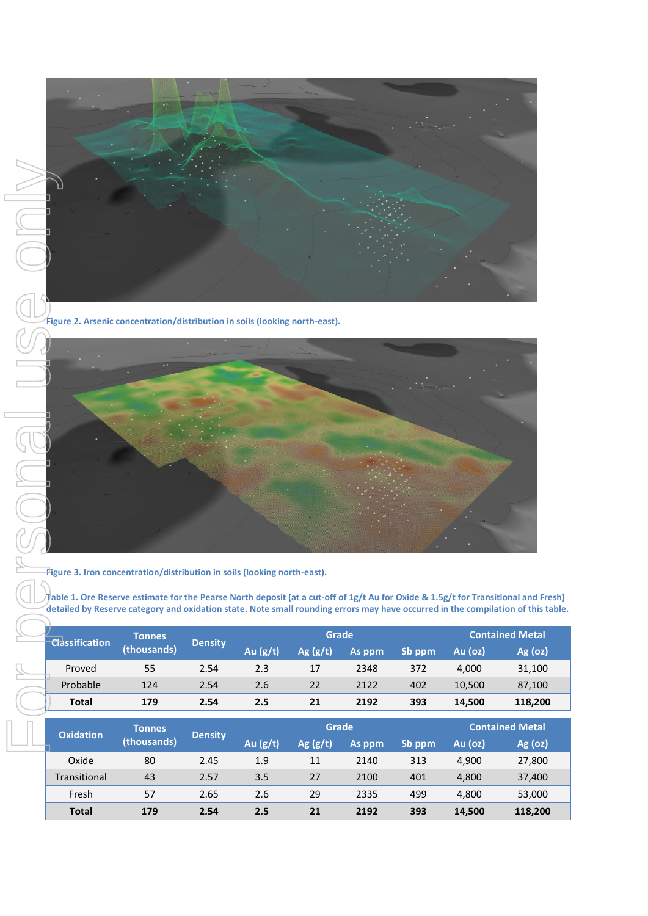Figure 2. Arsenic concentration/distribution in soils (looking north-east).

Figure 3. Iron concentration/distribution in soils (looking north-east).

Table 1. Ore Reserve estimate for the Pearse North deposit (at a cut-off of 1g/t Au for Oxide & 1.5g/t for Transitional and Fresh) detailed by Reserve category and oxidation state. Note small rounding errors may have occurred in the compilation of this table.

| Classification | Tonnes (thousands) | Density | Grade | | | | Contained Metal | |
|---|---|---|---|---|---|---|---|---|
| | | | Au (g/t) | Ag (g/t) | As ppm | Sb ppm | Au (oz) | Ag (oz) |
| Proved | 55 | 2.54 | 2.3 | 17 | 2348 | 372 | 4,000 | 31,100 |
| Probable | 124 | 2.54 | 2.6 | 22 | 2122 | 402 | 10,500 | 87,100 |
| **Total** | **179** | **2.54** | **2.5** | **21** | **2192** | **393** | **14,500** | **118,200** |

| Oxidation | Tonnes (thousands) | Density | Grade | | | | Contained Metal | |
|---|---|---|---|---|---|---|---|---|
| | | | Au (g/t) | Ag (g/t) | As ppm | Sb ppm | Au (oz) | Ag (oz) |
| Oxide | 80 | 2.45 | 1.9 | 11 | 2140 | 313 | 4,900 | 27,800 |
| Transitional | 43 | 2.57 | 3.5 | 27 | 2100 | 401 | 4,800 | 37,400 |
| Fresh | 57 | 2.65 | 2.6 | 29 | 2335 | 499 | 4,800 | 53,000 |
| **Total** | **179** | **2.54** | **2.5** | **21** | **2192** | **393** | **14,500** | **118,200** |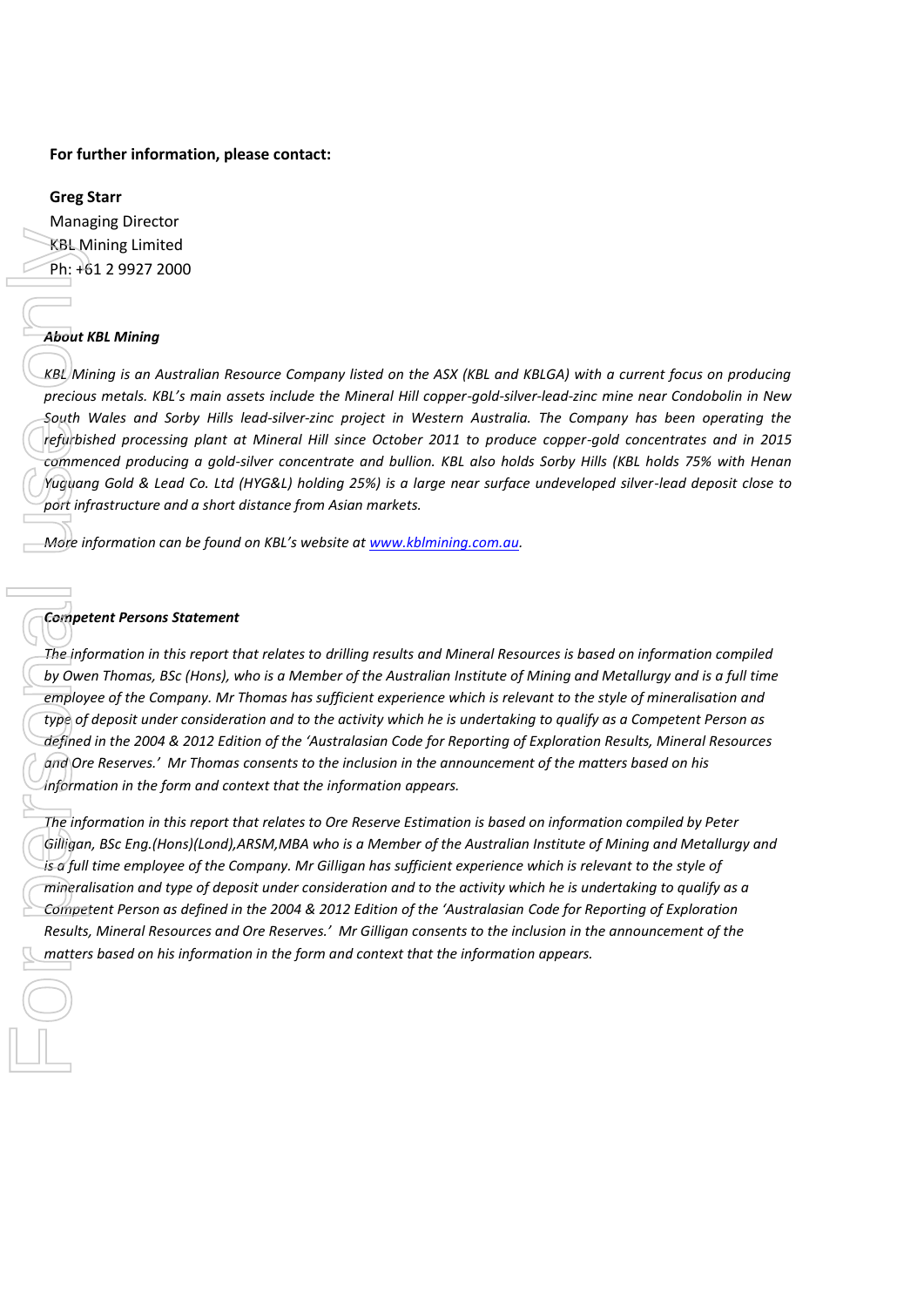**For further information, please contact:**

**Greg Starr**
Managing Director
KBL Mining Limited
Ph: +61 2 9927 2000

***About KBL Mining***

*KBL Mining is an Australian Resource Company listed on the ASX (KBL and KBLGA) with a current focus on producing precious metals. KBL's main assets include the Mineral Hill copper-gold-silver-lead-zinc mine near Condobolin in New South Wales and Sorby Hills lead-silver-zinc project in Western Australia. The Company has been operating the refurbished processing plant at Mineral Hill since October 2011 to produce copper-gold concentrates and in 2015 commenced producing a gold-silver concentrate and bullion. KBL also holds Sorby Hills (KBL holds 75% with Henan Yuguang Gold & Lead Co. Ltd (HYG&L) holding 25%) is a large near surface undeveloped silver-lead deposit close to port infrastructure and a short distance from Asian markets.*

*More information can be found on KBL's website at [www.kblmining.com.au](http://www.kblmining.com.au).*

***Competent Persons Statement***

*The information in this report that relates to drilling results and Mineral Resources is based on information compiled by Owen Thomas, BSc (Hons), who is a Member of the Australian Institute of Mining and Metallurgy and is a full time employee of the Company. Mr Thomas has sufficient experience which is relevant to the style of mineralisation and type of deposit under consideration and to the activity which he is undertaking to qualify as a Competent Person as defined in the 2004 & 2012 Edition of the 'Australasian Code for Reporting of Exploration Results, Mineral Resources and Ore Reserves.' Mr Thomas consents to the inclusion in the announcement of the matters based on his information in the form and context that the information appears.*

*The information in this report that relates to Ore Reserve Estimation is based on information compiled by Peter Gilligan, BSc Eng.(Hons)(Lond),ARSM,MBA who is a Member of the Australian Institute of Mining and Metallurgy and is a full time employee of the Company. Mr Gilligan has sufficient experience which is relevant to the style of mineralisation and type of deposit under consideration and to the activity which he is undertaking to qualify as a Competent Person as defined in the 2004 & 2012 Edition of the 'Australasian Code for Reporting of Exploration Results, Mineral Resources and Ore Reserves.' Mr Gilligan consents to the inclusion in the announcement of the matters based on his information in the form and context that the information appears.*